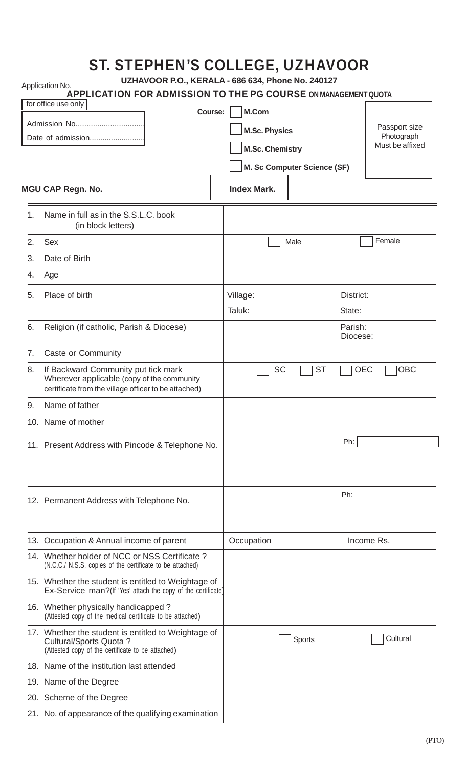# ST. STEPHEN'S COLLEGE, UZHAVOOR

**UZHAVOOR P.O., KERALA - 686 634, Phone No. 240127**

Application No.

## APPLICATION FOR ADMISSION TO THE PG COURSE ON MANAGEMENT QUOTA

for office use only

Admission No................................

Date of admission.........................

**Course:**
- [ ] **M.Com**
- [ ] **M.Sc. Physics**
- [ ] **M.Sc. Chemistry**
- [ ] **M. Sc Computer Science (SF)**

Passport size Photograph Must be affixed

**MGU CAP Regn. No.** ____________ **Index Mark.** ____________

| | |
|---|---|
| 1. Name in full as in the S.S.L.C. book (in block letters) | |
| 2. Sex | [ ] Male [ ] Female |
| 3. Date of Birth | |
| 4. Age | |
| 5. Place of birth | Village: District: <br> Taluk: State: |
| 6. Religion (if catholic, Parish & Diocese) | Parish: <br> Diocese: |
| 7. Caste or Community | |
| 8. If Backward Community put tick mark Wherever applicable (copy of the community certificate from the village officer to be attached) | [ ] SC [ ] ST [ ] OEC [ ] OBC |
| 9. Name of father | |
| 10. Name of mother | |
| 11. Present Address with Pincode & Telephone No. | Ph: |
| 12. Permanent Address with Telephone No. | Ph: |
| 13. Occupation & Annual income of parent | Occupation Income Rs. |
| 14. Whether holder of NCC or NSS Certificate ? (N.C.C./ N.S.S. copies of the certificate to be attached) | |
| 15. Whether the student is entitled to Weightage of Ex-Service man?(If 'Yes' attach the copy of the certificate) | |
| 16. Whether physically handicapped ? (Attested copy of the medical certificate to be attached) | |
| 17. Whether the student is entitled to Weightage of Cultural/Sports Quota ? (Attested copy of the certificate to be attached) | [ ] Sports [ ] Cultural |
| 18. Name of the institution last attended | |
| 19. Name of the Degree | |
| 20. Scheme of the Degree | |
| 21. No. of appearance of the qualifying examination | |

(PTO)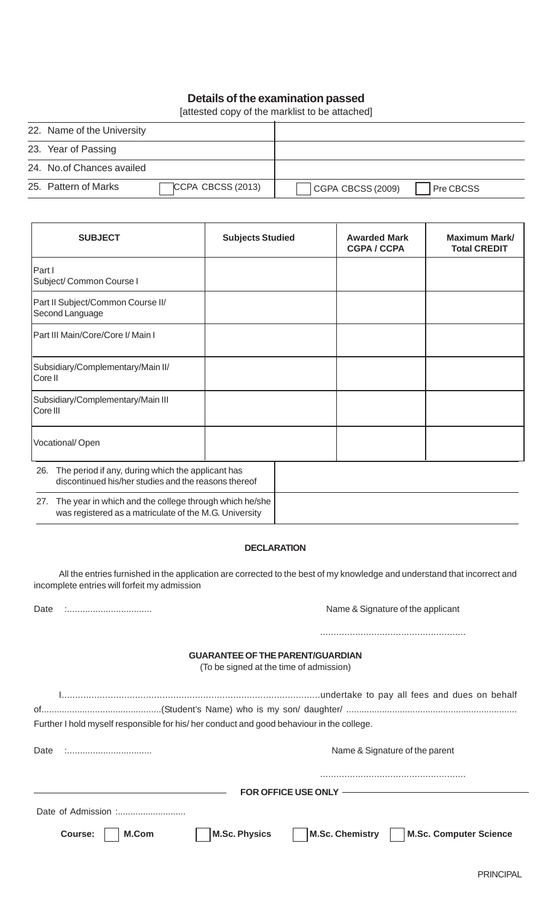## Details of the examination passed

[attested copy of the marklist to be attached]

| | | |
|---|---|---|
| 22. Name of the University | | |
| 23. Year of Passing | | |
| 24. No.of Chances availed | | |
| 25. Pattern of Marks | ☐ CCPA CBCSS (2013) | ☐ CGPA CBCSS (2009) ☐ Pre CBCSS |

| SUBJECT | Subjects Studied | Awarded Mark CGPA / CCPA | Maximum Mark/ Total CREDIT |
|---|---|---|---|
| Part I Subject/ Common Course I | | | |
| Part II Subject/Common Course II/ Second Language | | | |
| Part III Main/Core/Core I/ Main I | | | |
| Subsidiary/Complementary/Main II/ Core II | | | |
| Subsidiary/Complementary/Main III Core III | | | |
| Vocational/ Open | | | |

| | |
|---|---|
| 26. The period if any, during which the applicant has discontinued his/her studies and the reasons thereof | |
| 27. The year in which and the college through which he/she was registered as a matriculate of the M.G. University | |

### DECLARATION

All the entries furnished in the application are corrected to the best of my knowledge and understand that incorrect and incomplete entries will forfeit my admission

Date :.................................

Name & Signature of the applicant

......................................................

### GUARANTEE OF THE PARENT/GUARDIAN

(To be signed at the time of admission)

I..............................................................................................undertake to pay all fees and dues on behalf of...............................................(Student's Name) who is my son/ daughter/ ..................................................................

Further I hold myself responsible for his/ her conduct and good behaviour in the college.

Date :.................................

Name & Signature of the parent

......................................................

### FOR OFFICE USE ONLY

Date of Admission :...........................

**Course:** ☐ **M.Com** ☐ **M.Sc. Physics** ☐ **M.Sc. Chemistry** ☐ **M.Sc. Computer Science**

PRINCIPAL